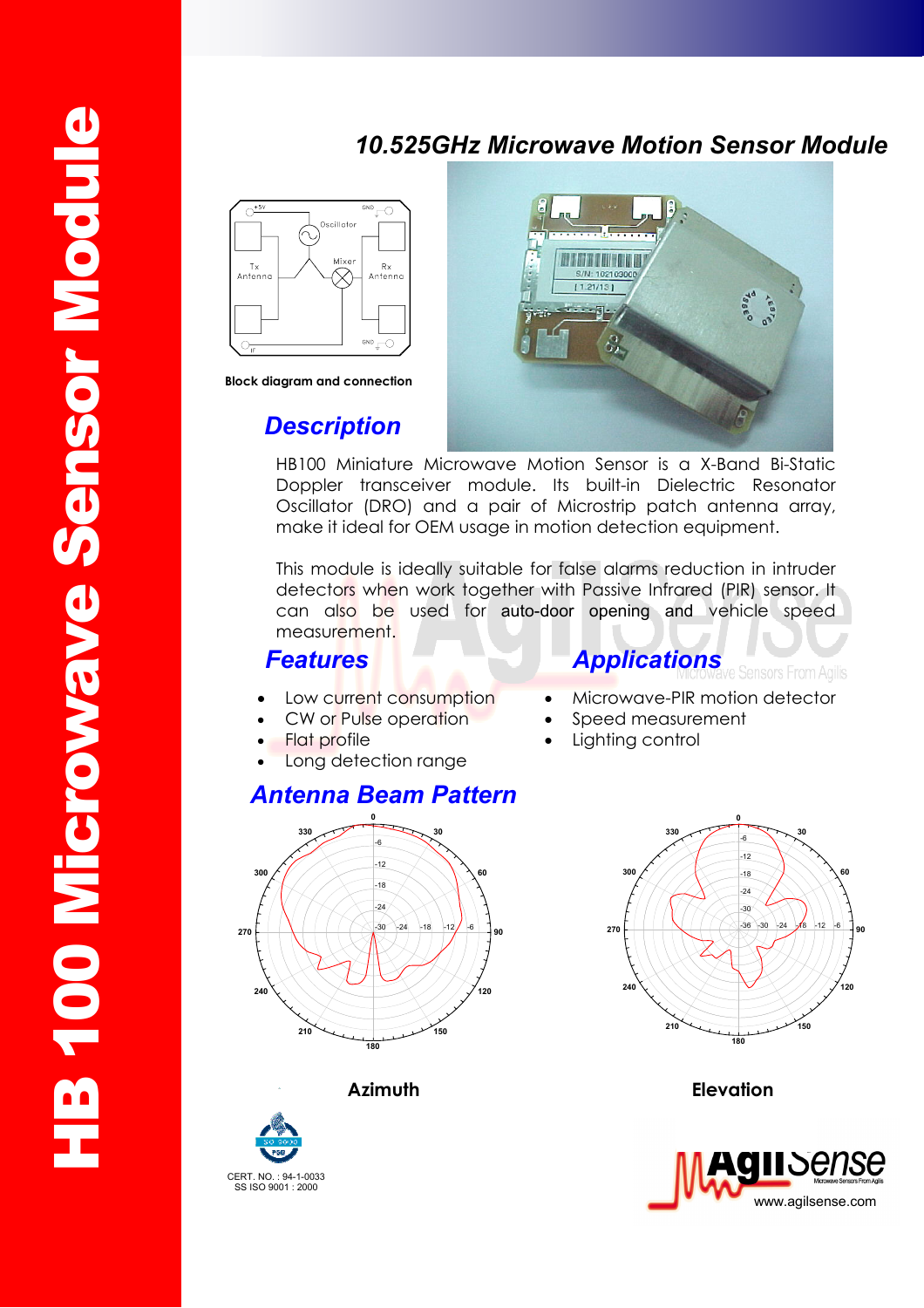# HB 100 Microwave Sensor Module

## 10.525GHz Microwave Motion Sensor Module

Block diagram and connection

## Description

HB100 Miniature Microwave Motion Sensor is a X-Band Bi-Static Doppler transceiver module. Its built-in Dielectric Resonator Oscillator (DRO) and a pair of Microstrip patch antenna array, make it ideal for OEM usage in motion detection equipment.

This module is ideally suitable for false alarms reduction in intruder detectors when work together with Passive Infrared (PIR) sensor. It can also be used for auto-door opening and vehicle speed measurement.

## Features

- Low current consumption
- CW or Pulse operation
- Flat profile
- Long detection range

## Applications

- Microwave-PIR motion detector
- Speed measurement
- Lighting control

## Antenna Beam Pattern

Azimuth

Elevation

CERT. NO. : 94-1-0033
SS ISO 9001 : 2000

www.agilsense.com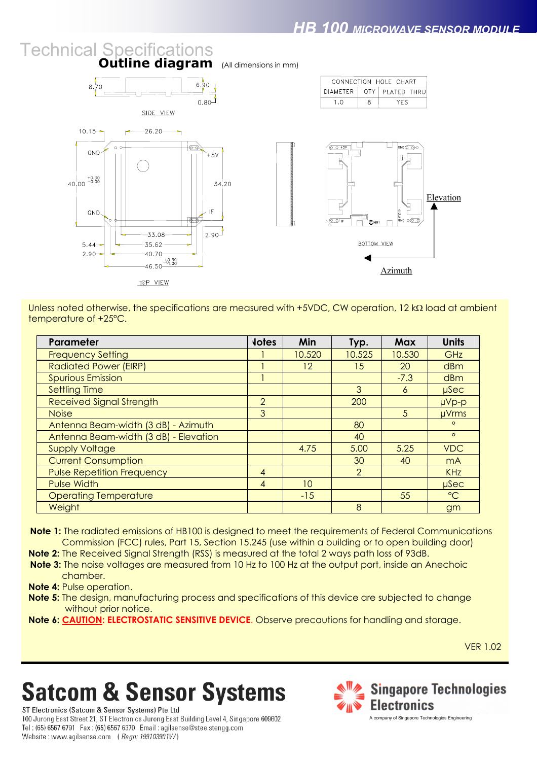# Technical Specifications

## Outline diagram

(All dimensions in mm)

| CONNECTION HOLE CHART | | |
|---|---|---|
| DIAMETER | QTY | PLATED THRU |
| 1.0 | 8 | YES |

SIDE VIEW

8.70

6.90

0.80

TOP VIEW

10.15

26.20

GND

+5V

40.00 $^{+0.30}_{-0.00}$

34.20

GND

IF

33.08

2.90

5.44

35.62

2.90

40.70

46.50 $^{+0.30}_{-1.00}$

BOTTOM VIEW

Elevation

Azimuth

Unless noted otherwise, the specifications are measured with +5VDC, CW operation, 12 kΩ load at ambient temperature of +25°C.

| Parameter | Notes | Min | Typ. | Max | Units |
|---|---|---|---|---|---|
| Frequency Setting | 1 | 10.520 | 10.525 | 10.530 | GHz |
| Radiated Power (EIRP) | 1 | 12 | 15 | 20 | dBm |
| Spurious Emission | 1 | | | -7.3 | dBm |
| Settling Time | | | 3 | 6 | µSec |
| Received Signal Strength | 2 | | 200 | | µVp-p |
| Noise | 3 | | | 5 | µVrms |
| Antenna Beam-width (3 dB) - Azimuth | | | 80 | | ° |
| Antenna Beam-width (3 dB) - Elevation | | | 40 | | ° |
| Supply Voltage | | 4.75 | 5.00 | 5.25 | VDC |
| Current Consumption | | | 30 | 40 | mA |
| Pulse Repetition Frequency | 4 | | 2 | | KHz |
| Pulse Width | 4 | 10 | | | µSec |
| Operating Temperature | | -15 | | 55 | °C |
| Weight | | | 8 | | gm |

**Note 1:** The radiated emissions of HB100 is designed to meet the requirements of Federal Communications Commission (FCC) rules, Part 15, Section 15.245 (use within a building or to open building door)

**Note 2:** The Received Signal Strength (RSS) is measured at the total 2 ways path loss of 93dB.

**Note 3:** The noise voltages are measured from 10 Hz to 100 Hz at the output port, inside an Anechoic chamber.

**Note 4:** Pulse operation.

**Note 5:** The design, manufacturing process and specifications of this device are subjected to change without prior notice.

**Note 6:** **CAUTION: ELECTROSTATIC SENSITIVE DEVICE**. Observe precautions for handling and storage.

VER 1.02

**Satcom & Sensor Systems**

ST Electronics (Satcom & Sensor Systems) Pte Ltd
100 Jurong East Street 21, ST Electronics Jurong East Building Level 4, Singapore 609602
Tel : (65) 6567 6791 Fax : (65) 6567 6370 Email : agilsense@stee.stengg.com
Website : www.agilsense.com ( Regn: 199103901W )

**Singapore Technologies Electronics**
A company of Singapore Technologies Engineering